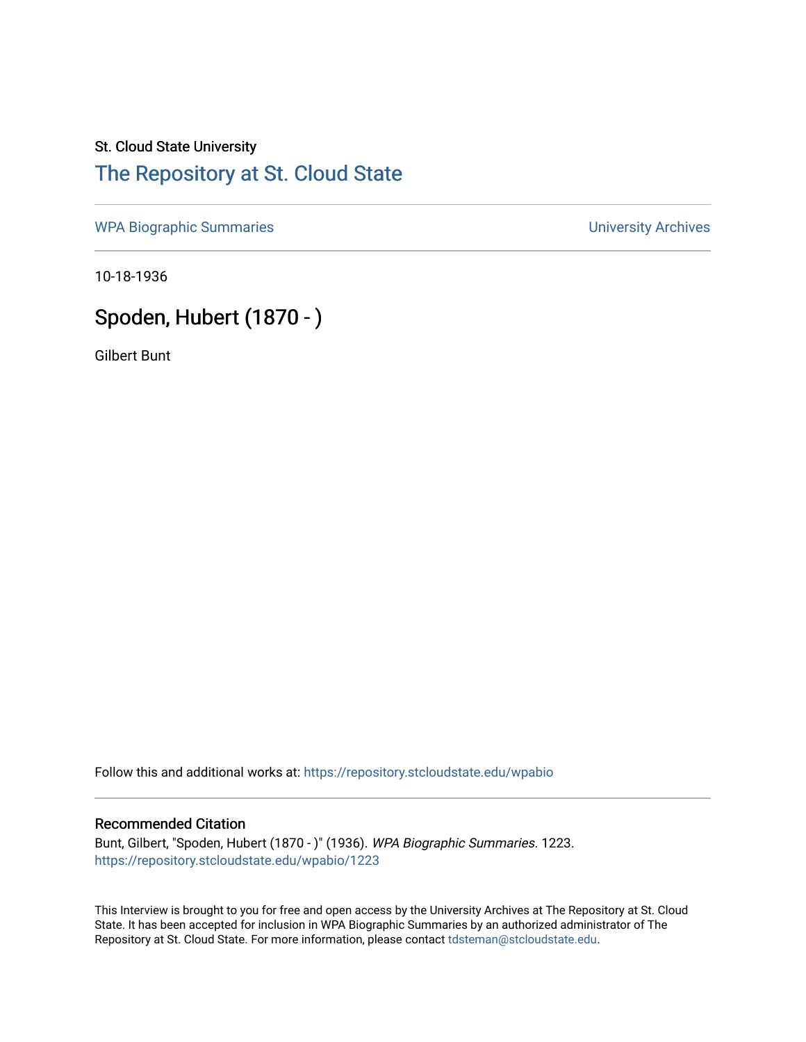St. Cloud State University

## The Repository at St. Cloud State

WPA Biographic Summaries

University Archives

10-18-1936

# Spoden, Hubert (1870 - )

Gilbert Bunt

Follow this and additional works at: https://repository.stcloudstate.edu/wpabio

### Recommended Citation

Bunt, Gilbert, "Spoden, Hubert (1870 - )" (1936). *WPA Biographic Summaries*. 1223.
https://repository.stcloudstate.edu/wpabio/1223

This Interview is brought to you for free and open access by the University Archives at The Repository at St. Cloud State. It has been accepted for inclusion in WPA Biographic Summaries by an authorized administrator of The Repository at St. Cloud State. For more information, please contact tdsteman@stcloudstate.edu.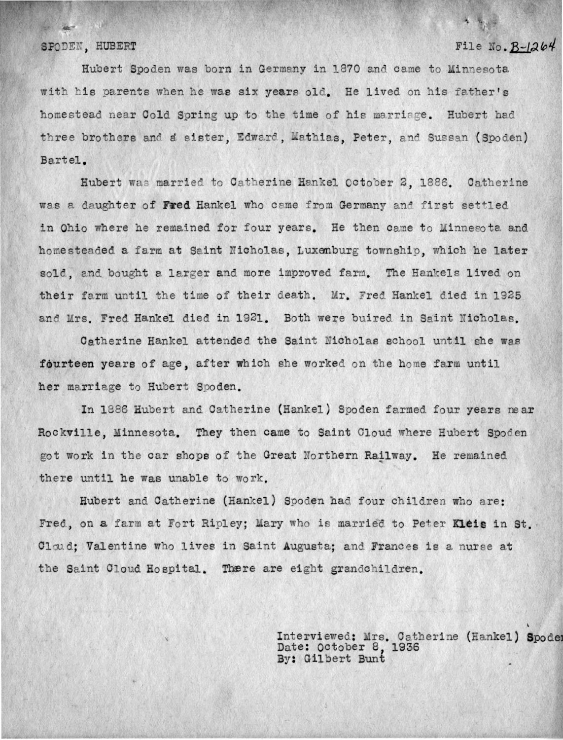SPODEN, HUBERT File No. B-1264

Hubert Spoden was born in Germany in 1870 and came to Minnesota with his parents when he was six years old. He lived on his father's homestead near Cold Spring up to the time of his marriage. Hubert had three brothers and a sister, Edward, Mathias, Peter, and Sussan (Spoden) Bartel.

Hubert was married to Catherine Hankel October 2, 1886. Catherine was a daughter of Fred Hankel who came from Germany and first settled in Ohio where he remained for four years. He then came to Minnesota and homesteaded a farm at Saint Nicholas, Luxemburg township, which he later sold, and bought a larger and more improved farm. The Hankels lived on their farm until the time of their death. Mr. Fred Hankel died in 1925 and Mrs. Fred Hankel died in 1921. Both were buired in Saint Nicholas.

Catherine Hankel attended the Saint Nicholas school until she was fourteen years of age, after which she worked on the home farm until her marriage to Hubert Spoden.

In 1886 Hubert and Catherine (Hankel) Spoden farmed four years near Rockville, Minnesota. They then came to Saint Cloud where Hubert Spoden got work in the car shops of the Great Northern Railway. He remained there until he was unable to work.

Hubert and Catherine (Hankel) Spoden had four children who are: Fred, on a farm at Fort Ripley; Mary who is married to Peter Kleis in St. Cloud; Valentine who lives in Saint Augusta; and Frances is a nurse at the Saint Cloud Hospital. There are eight grandchildren.

Interviewed: Mrs. Catherine (Hankel) Spoden
Date: October 8, 1936
By: Gilbert Bunt